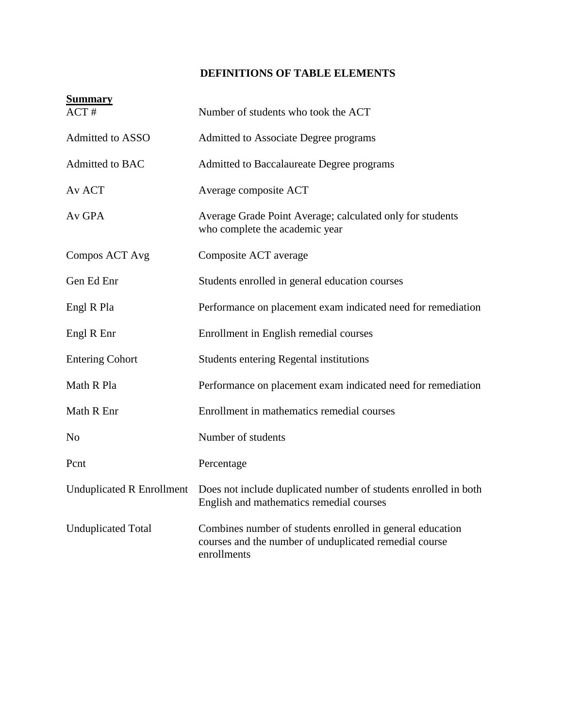# DEFINITIONS OF TABLE ELEMENTS

**Summary**

| Term | Definition |
|---|---|
| ACT # | Number of students who took the ACT |
| Admitted to ASSO | Admitted to Associate Degree programs |
| Admitted to BAC | Admitted to Baccalaureate Degree programs |
| Av ACT | Average composite ACT |
| Av GPA | Average Grade Point Average; calculated only for students who complete the academic year |
| Compos ACT Avg | Composite ACT average |
| Gen Ed Enr | Students enrolled in general education courses |
| Engl R Pla | Performance on placement exam indicated need for remediation |
| Engl R Enr | Enrollment in English remedial courses |
| Entering Cohort | Students entering Regental institutions |
| Math R Pla | Performance on placement exam indicated need for remediation |
| Math R Enr | Enrollment in mathematics remedial courses |
| No | Number of students |
| Pcnt | Percentage |
| Unduplicated R Enrollment | Does not include duplicated number of students enrolled in both English and mathematics remedial courses |
| Unduplicated Total | Combines number of students enrolled in general education courses and the number of unduplicated remedial course enrollments |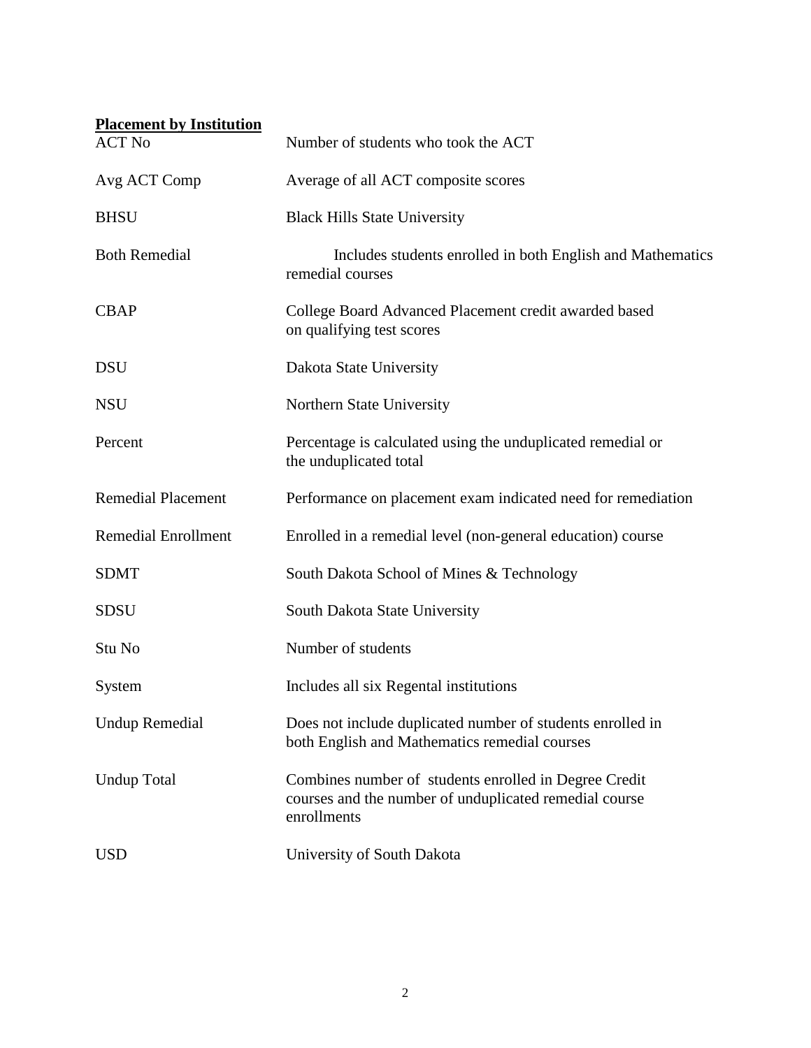**Placement by Institution**

| | |
|---|---|
| ACT No | Number of students who took the ACT |
| Avg ACT Comp | Average of all ACT composite scores |
| BHSU | Black Hills State University |
| Both Remedial | Includes students enrolled in both English and Mathematics remedial courses |
| CBAP | College Board Advanced Placement credit awarded based on qualifying test scores |
| DSU | Dakota State University |
| NSU | Northern State University |
| Percent | Percentage is calculated using the unduplicated remedial or the unduplicated total |
| Remedial Placement | Performance on placement exam indicated need for remediation |
| Remedial Enrollment | Enrolled in a remedial level (non-general education) course |
| SDMT | South Dakota School of Mines & Technology |
| SDSU | South Dakota State University |
| Stu No | Number of students |
| System | Includes all six Regental institutions |
| Undup Remedial | Does not include duplicated number of students enrolled in both English and Mathematics remedial courses |
| Undup Total | Combines number of students enrolled in Degree Credit courses and the number of unduplicated remedial course enrollments |
| USD | University of South Dakota |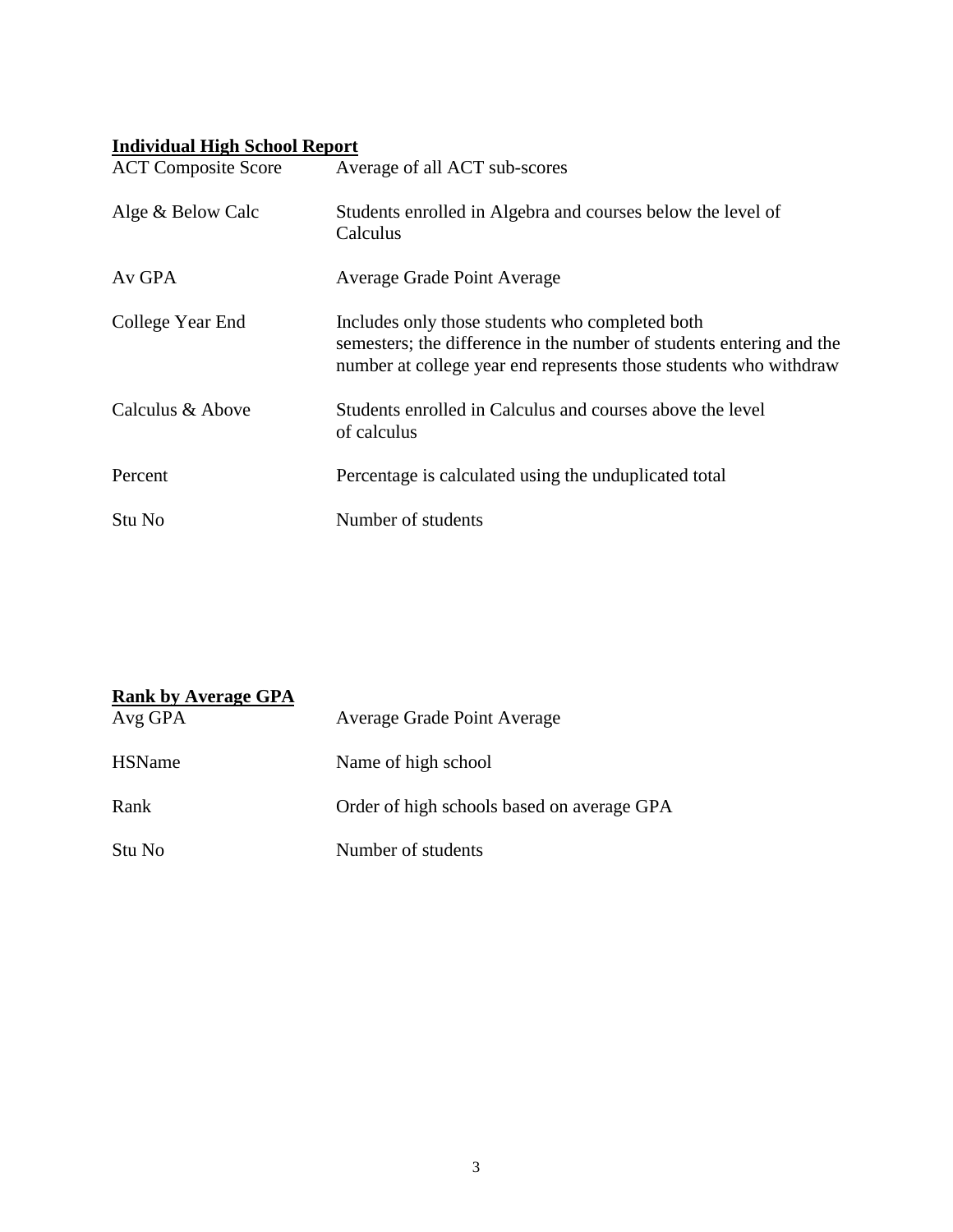**Individual High School Report**

| | |
|---|---|
| ACT Composite Score | Average of all ACT sub-scores |
| Alge & Below Calc | Students enrolled in Algebra and courses below the level of Calculus |
| Av GPA | Average Grade Point Average |
| College Year End | Includes only those students who completed both semesters; the difference in the number of students entering and the number at college year end represents those students who withdraw |
| Calculus & Above | Students enrolled in Calculus and courses above the level of calculus |
| Percent | Percentage is calculated using the unduplicated total |
| Stu No | Number of students |

**Rank by Average GPA**

| | |
|---|---|
| Avg GPA | Average Grade Point Average |
| HSName | Name of high school |
| Rank | Order of high schools based on average GPA |
| Stu No | Number of students |